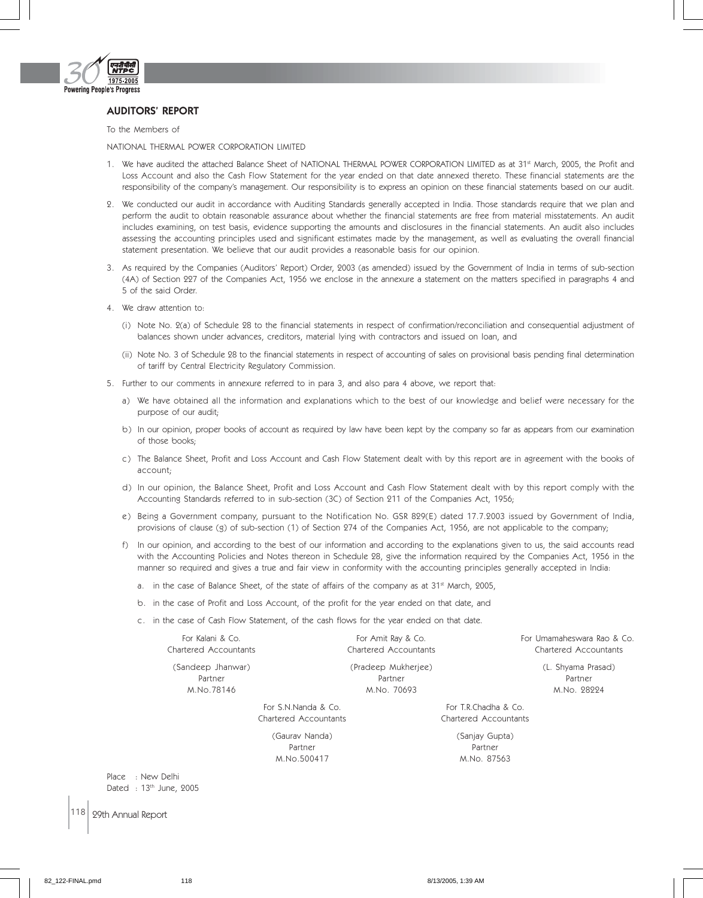## AUDITORS' REPORT

To the Members of

NATIONAL THERMAL POWER CORPORATION LIMITED

1. We have audited the attached Balance Sheet of NATIONAL THERMAL POWER CORPORATION LIMITED as at 31st March, 2005, the Profit and Loss Account and also the Cash Flow Statement for the year ended on that date annexed thereto. These financial statements are the responsibility of the company's management. Our responsibility is to express an opinion on these financial statements based on our audit.

2. We conducted our audit in accordance with Auditing Standards generally accepted in India. Those standards require that we plan and perform the audit to obtain reasonable assurance about whether the financial statements are free from material misstatements. An audit includes examining, on test basis, evidence supporting the amounts and disclosures in the financial statements. An audit also includes assessing the accounting principles used and significant estimates made by the management, as well as evaluating the overall financial statement presentation. We believe that our audit provides a reasonable basis for our opinion.

3. As required by the Companies (Auditors' Report) Order, 2003 (as amended) issued by the Government of India in terms of sub-section (4A) of Section 227 of the Companies Act, 1956 we enclose in the annexure a statement on the matters specified in paragraphs 4 and 5 of the said Order.

4. We draw attention to:

   (i) Note No. 2(a) of Schedule 28 to the financial statements in respect of confirmation/reconciliation and consequential adjustment of balances shown under advances, creditors, material lying with contractors and issued on loan, and

   (ii) Note No. 3 of Schedule 28 to the financial statements in respect of accounting of sales on provisional basis pending final determination of tariff by Central Electricity Regulatory Commission.

5. Further to our comments in annexure referred to in para 3, and also para 4 above, we report that:

   a) We have obtained all the information and explanations which to the best of our knowledge and belief were necessary for the purpose of our audit;

   b) In our opinion, proper books of account as required by law have been kept by the company so far as appears from our examination of those books;

   c) The Balance Sheet, Profit and Loss Account and Cash Flow Statement dealt with by this report are in agreement with the books of account;

   d) In our opinion, the Balance Sheet, Profit and Loss Account and Cash Flow Statement dealt with by this report comply with the Accounting Standards referred to in sub-section (3C) of Section 211 of the Companies Act, 1956;

   e) Being a Government company, pursuant to the Notification No. GSR 829(E) dated 17.7.2003 issued by Government of India, provisions of clause (g) of sub-section (1) of Section 274 of the Companies Act, 1956, are not applicable to the company;

   f) In our opinion, and according to the best of our information and according to the explanations given to us, the said accounts read with the Accounting Policies and Notes thereon in Schedule 28, give the information required by the Companies Act, 1956 in the manner so required and gives a true and fair view in conformity with the accounting principles generally accepted in India:

      a. in the case of Balance Sheet, of the state of affairs of the company as at 31st March, 2005,

      b. in the case of Profit and Loss Account, of the profit for the year ended on that date, and

      c. in the case of Cash Flow Statement, of the cash flows for the year ended on that date.

For Kalani & Co.
Chartered Accountants
(Sandeep Jhanwar)
Partner
M.No.78146

For Amit Ray & Co.
Chartered Accountants
(Pradeep Mukherjee)
Partner
M.No. 70693

For Umamaheswara Rao & Co.
Chartered Accountants
(L. Shyama Prasad)
Partner
M.No. 28224

For S.N.Nanda & Co.
Chartered Accountants
(Gaurav Nanda)
Partner
M.No.500417

For T.R.Chadha & Co.
Chartered Accountants
(Sanjay Gupta)
Partner
M.No. 87563

Place : New Delhi
Dated : 13th June, 2005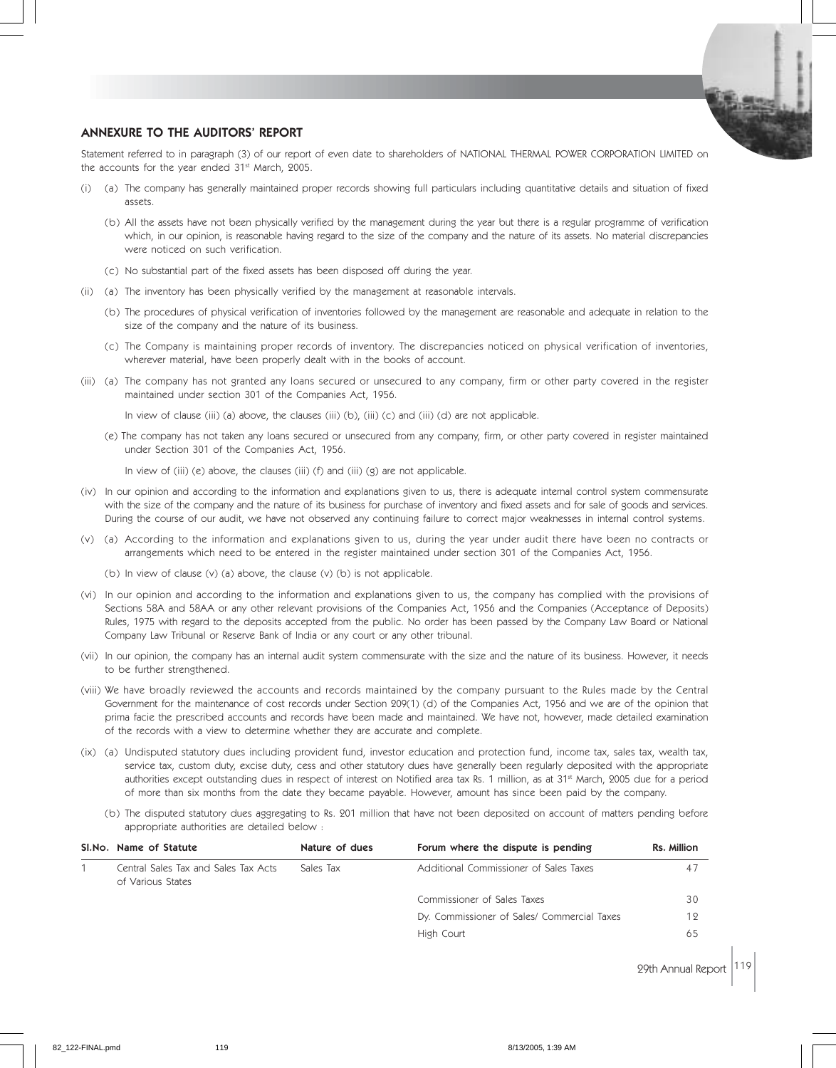## ANNEXURE TO THE AUDITORS' REPORT

Statement referred to in paragraph (3) of our report of even date to shareholders of NATIONAL THERMAL POWER CORPORATION LIMITED on the accounts for the year ended 31st March, 2005.

(i) (a) The company has generally maintained proper records showing full particulars including quantitative details and situation of fixed assets.

(b) All the assets have not been physically verified by the management during the year but there is a regular programme of verification which, in our opinion, is reasonable having regard to the size of the company and the nature of its assets. No material discrepancies were noticed on such verification.

(c) No substantial part of the fixed assets has been disposed off during the year.

(ii) (a) The inventory has been physically verified by the management at reasonable intervals.

(b) The procedures of physical verification of inventories followed by the management are reasonable and adequate in relation to the size of the company and the nature of its business.

(c) The Company is maintaining proper records of inventory. The discrepancies noticed on physical verification of inventories, wherever material, have been properly dealt with in the books of account.

(iii) (a) The company has not granted any loans secured or unsecured to any company, firm or other party covered in the register maintained under section 301 of the Companies Act, 1956.

In view of clause (iii) (a) above, the clauses (iii) (b), (iii) (c) and (iii) (d) are not applicable.

(e) The company has not taken any loans secured or unsecured from any company, firm, or other party covered in register maintained under Section 301 of the Companies Act, 1956.

In view of (iii) (e) above, the clauses (iii) (f) and (iii) (g) are not applicable.

(iv) In our opinion and according to the information and explanations given to us, there is adequate internal control system commensurate with the size of the company and the nature of its business for purchase of inventory and fixed assets and for sale of goods and services. During the course of our audit, we have not observed any continuing failure to correct major weaknesses in internal control systems.

(v) (a) According to the information and explanations given to us, during the year under audit there have been no contracts or arrangements which need to be entered in the register maintained under section 301 of the Companies Act, 1956.

(b) In view of clause (v) (a) above, the clause (v) (b) is not applicable.

(vi) In our opinion and according to the information and explanations given to us, the company has complied with the provisions of Sections 58A and 58AA or any other relevant provisions of the Companies Act, 1956 and the Companies (Acceptance of Deposits) Rules, 1975 with regard to the deposits accepted from the public. No order has been passed by the Company Law Board or National Company Law Tribunal or Reserve Bank of India or any court or any other tribunal.

(vii) In our opinion, the company has an internal audit system commensurate with the size and the nature of its business. However, it needs to be further strengthened.

(viii) We have broadly reviewed the accounts and records maintained by the company pursuant to the Rules made by the Central Government for the maintenance of cost records under Section 209(1) (d) of the Companies Act, 1956 and we are of the opinion that prima facie the prescribed accounts and records have been made and maintained. We have not, however, made detailed examination of the records with a view to determine whether they are accurate and complete.

(ix) (a) Undisputed statutory dues including provident fund, investor education and protection fund, income tax, sales tax, wealth tax, service tax, custom duty, excise duty, cess and other statutory dues have generally been regularly deposited with the appropriate authorities except outstanding dues in respect of interest on Notified area tax Rs. 1 million, as at 31st March, 2005 due for a period of more than six months from the date they became payable. However, amount has since been paid by the company.

(b) The disputed statutory dues aggregating to Rs. 201 million that have not been deposited on account of matters pending before appropriate authorities are detailed below :

| Sl.No. | Name of Statute | Nature of dues | Forum where the dispute is pending | Rs. Million |
|---|---|---|---|---|
| 1 | Central Sales Tax and Sales Tax Acts of Various States | Sales Tax | Additional Commissioner of Sales Taxes | 47 |
| | | | Commissioner of Sales Taxes | 30 |
| | | | Dy. Commissioner of Sales/ Commercial Taxes | 12 |
| | | | High Court | 65 |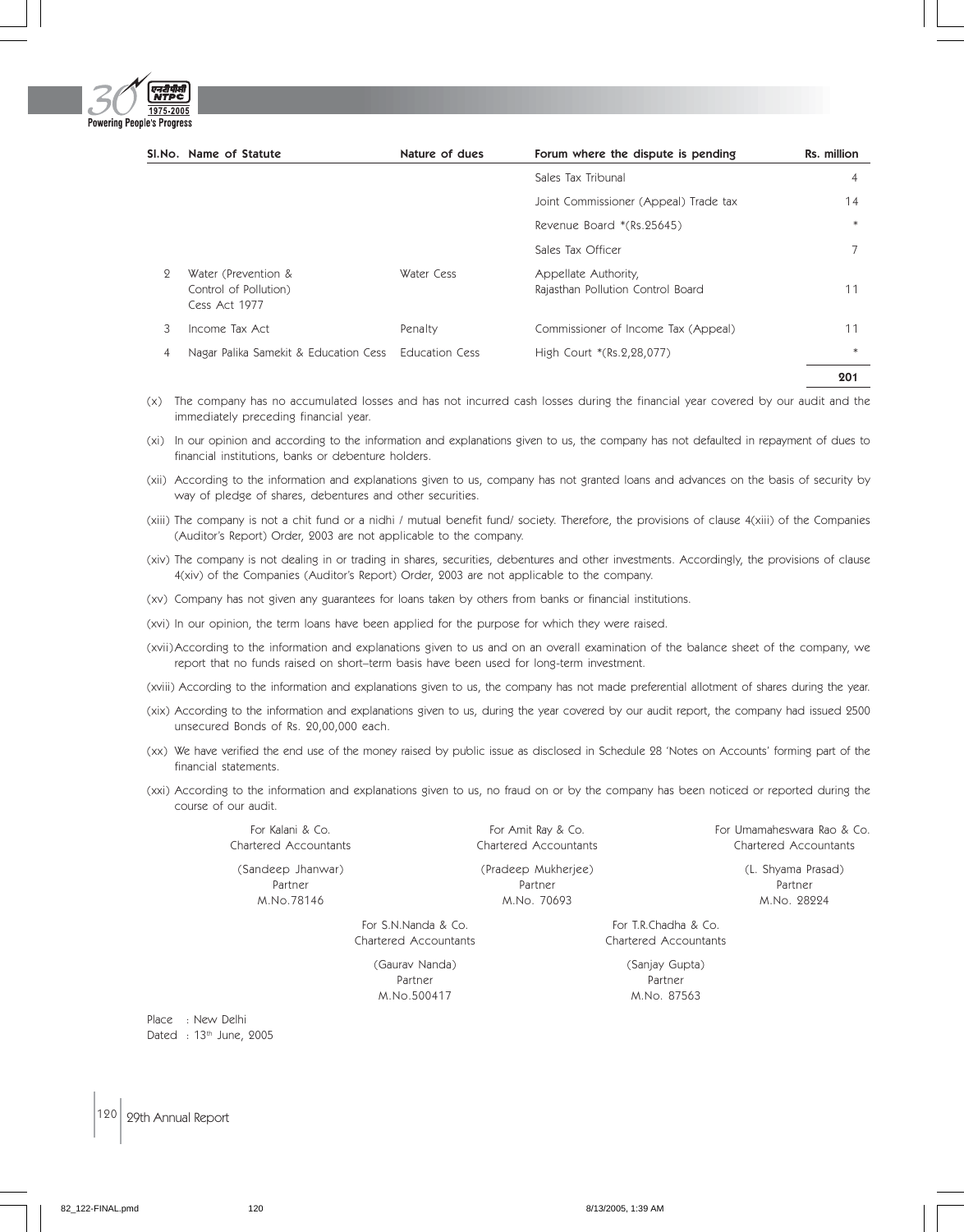| Sl.No. | Name of Statute | Nature of dues | Forum where the dispute is pending | Rs. million |
|---|---|---|---|---|
| | | | Sales Tax Tribunal | 4 |
| | | | Joint Commissioner (Appeal) Trade tax | 14 |
| | | | Revenue Board *(Rs.25645) | * |
| | | | Sales Tax Officer | 7 |
| 2 | Water (Prevention & Control of Pollution) Cess Act 1977 | Water Cess | Appellate Authority, Rajasthan Pollution Control Board | 11 |
| 3 | Income Tax Act | Penalty | Commissioner of Income Tax (Appeal) | 11 |
| 4 | Nagar Palika Samekit & Education Cess | Education Cess | High Court *(Rs.2,28,077) | * |
| | | | | **201** |

(x) The company has no accumulated losses and has not incurred cash losses during the financial year covered by our audit and the immediately preceding financial year.

(xi) In our opinion and according to the information and explanations given to us, the company has not defaulted in repayment of dues to financial institutions, banks or debenture holders.

(xii) According to the information and explanations given to us, company has not granted loans and advances on the basis of security by way of pledge of shares, debentures and other securities.

(xiii) The company is not a chit fund or a nidhi / mutual benefit fund/ society. Therefore, the provisions of clause 4(xiii) of the Companies (Auditor's Report) Order, 2003 are not applicable to the company.

(xiv) The company is not dealing in or trading in shares, securities, debentures and other investments. Accordingly, the provisions of clause 4(xiv) of the Companies (Auditor's Report) Order, 2003 are not applicable to the company.

(xv) Company has not given any guarantees for loans taken by others from banks or financial institutions.

(xvi) In our opinion, the term loans have been applied for the purpose for which they were raised.

(xvii) According to the information and explanations given to us and on an overall examination of the balance sheet of the company, we report that no funds raised on short–term basis have been used for long-term investment.

(xviii) According to the information and explanations given to us, the company has not made preferential allotment of shares during the year.

(xix) According to the information and explanations given to us, during the year covered by our audit report, the company had issued 2500 unsecured Bonds of Rs. 20,00,000 each.

(xx) We have verified the end use of the money raised by public issue as disclosed in Schedule 28 'Notes on Accounts' forming part of the financial statements.

(xxi) According to the information and explanations given to us, no fraud on or by the company has been noticed or reported during the course of our audit.

For Kalani & Co.
Chartered Accountants
(Sandeep Jhanwar)
Partner
M.No.78146

For Amit Ray & Co.
Chartered Accountants
(Pradeep Mukherjee)
Partner
M.No. 70693

For Umamaheswara Rao & Co.
Chartered Accountants
(L. Shyama Prasad)
Partner
M.No. 28224

For S.N.Nanda & Co.
Chartered Accountants
(Gaurav Nanda)
Partner
M.No.500417

For T.R.Chadha & Co.
Chartered Accountants
(Sanjay Gupta)
Partner
M.No. 87563

Place : New Delhi
Dated : 13th June, 2005